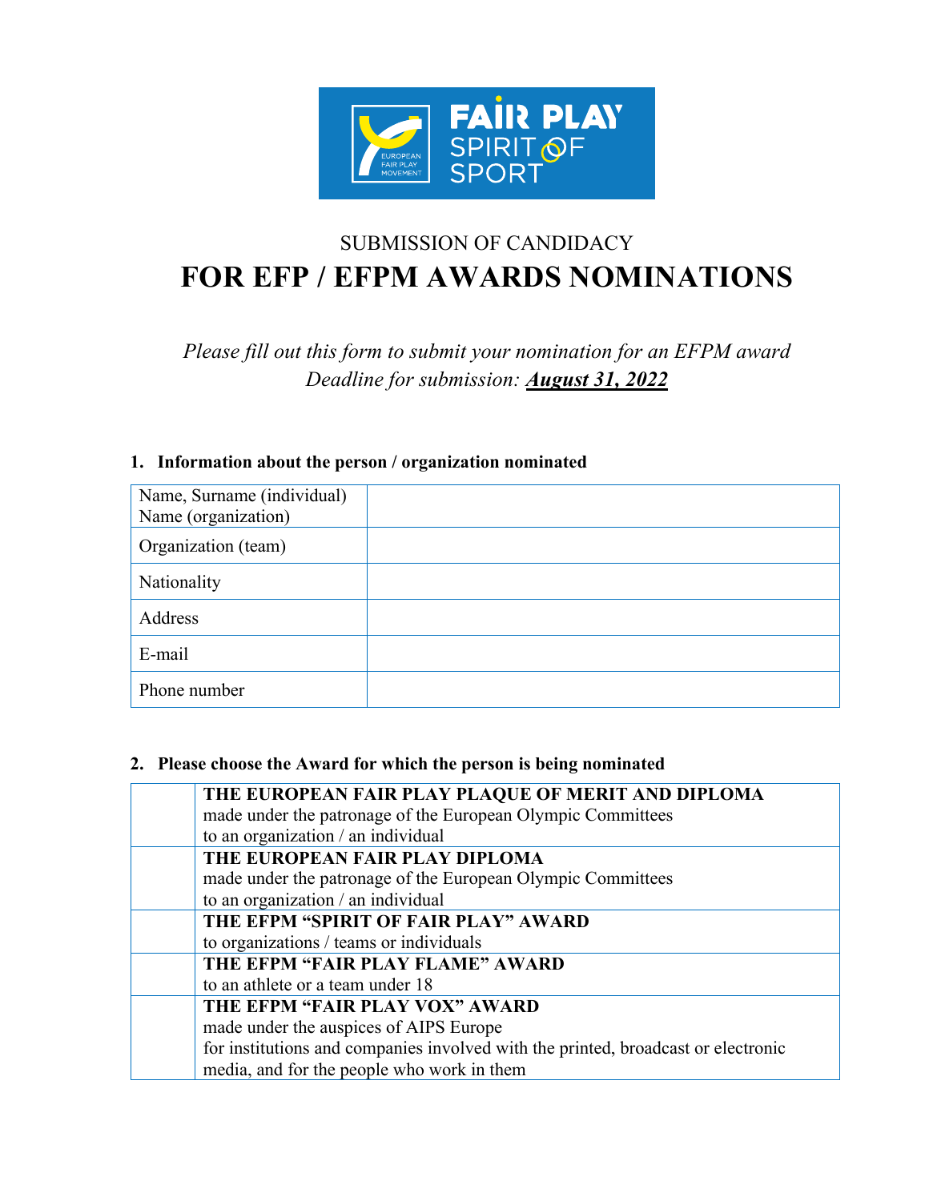FAIR PLAY SPIRIT OF SPORT

EUROPEAN FAIR PLAY MOVEMENT

SUBMISSION OF CANDIDACY

# FOR EFP / EFPM AWARDS NOMINATIONS

*Please fill out this form to submit your nomination for an EFPM award*
*Deadline for submission:* ***August 31, 2022***

### 1. Information about the person / organization nominated

| | |
|---|---|
| Name, Surname (individual)<br>Name (organization) | |
| Organization (team) | |
| Nationality | |
| Address | |
| E-mail | |
| Phone number | |

### 2. Please choose the Award for which the person is being nominated

| | |
|---|---|
| | **THE EUROPEAN FAIR PLAY PLAQUE OF MERIT AND DIPLOMA**<br>made under the patronage of the European Olympic Committees<br>to an organization / an individual |
| | **THE EUROPEAN FAIR PLAY DIPLOMA**<br>made under the patronage of the European Olympic Committees<br>to an organization / an individual |
| | **THE EFPM "SPIRIT OF FAIR PLAY" AWARD**<br>to organizations / teams or individuals |
| | **THE EFPM "FAIR PLAY FLAME" AWARD**<br>to an athlete or a team under 18 |
| | **THE EFPM "FAIR PLAY VOX" AWARD**<br>made under the auspices of AIPS Europe<br>for institutions and companies involved with the printed, broadcast or electronic media, and for the people who work in them |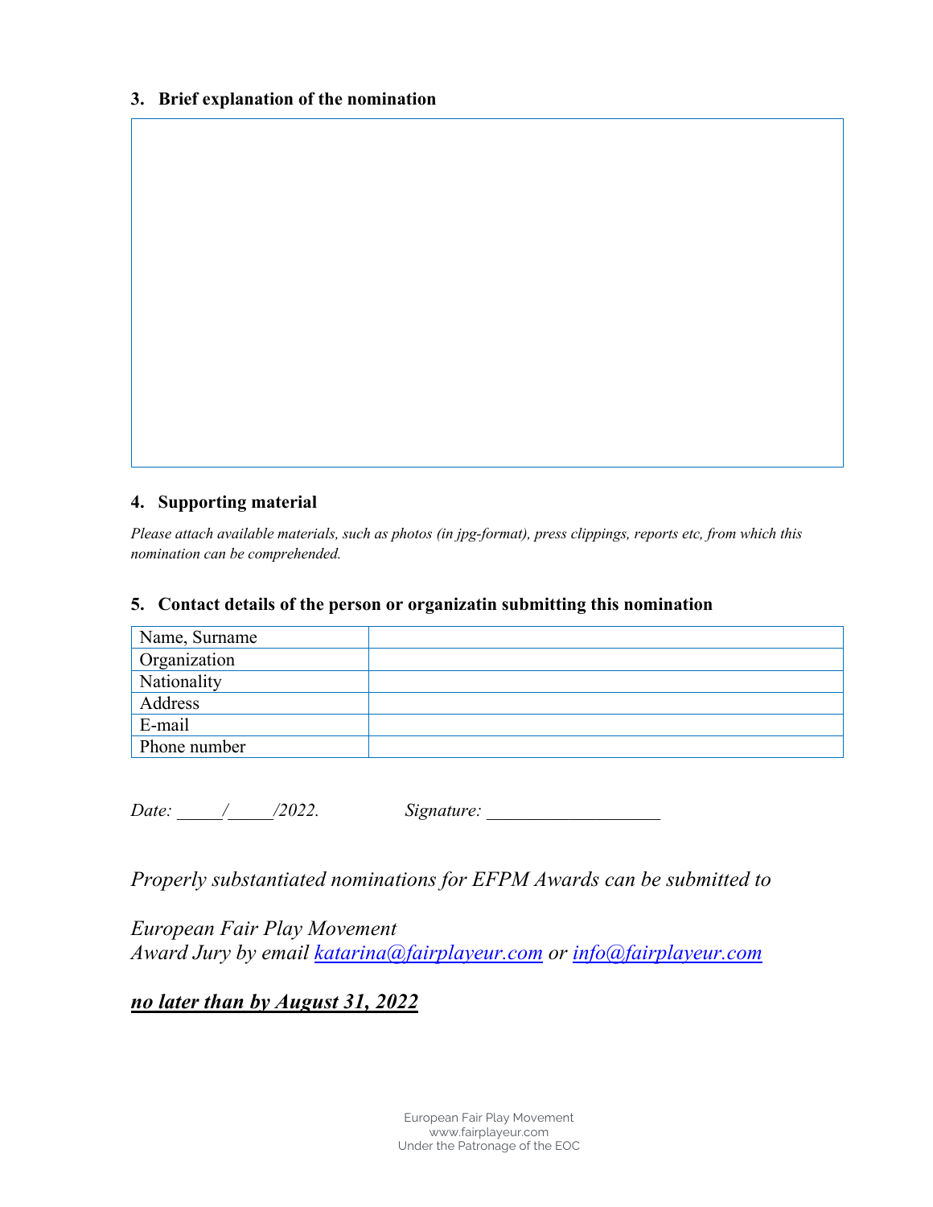## 3. Brief explanation of the nomination

| |
|---|
| |

## 4. Supporting material

*Please attach available materials, such as photos (in jpg-format), press clippings, reports etc, from which this nomination can be comprehended.*

## 5. Contact details of the person or organizatin submitting this nomination

| | |
|---|---|
| Name, Surname | |
| Organization | |
| Nationality | |
| Address | |
| E-mail | |
| Phone number | |

*Date: _____/_____/2022.* *Signature: ___________________*

*Properly substantiated nominations for EFPM Awards can be submitted to*

*European Fair Play Movement*
*Award Jury by email katarina@fairplayeur.com or info@fairplayeur.com*

***no later than by August 31, 2022***